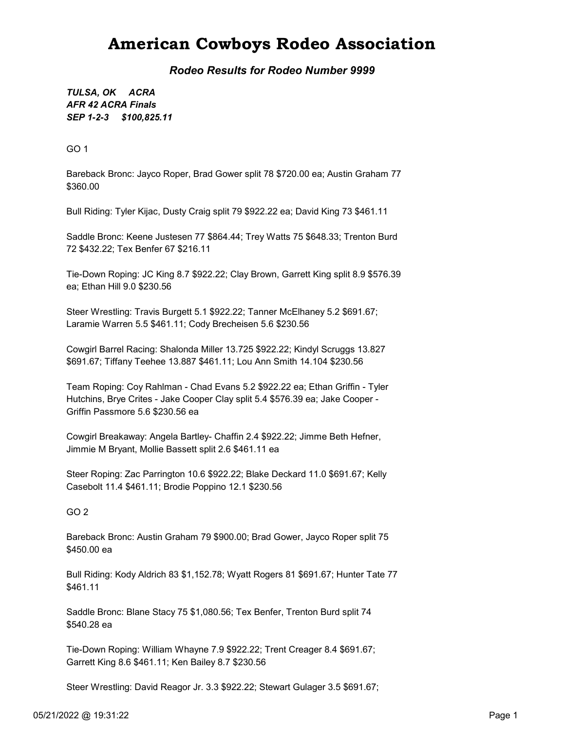# American Cowboys Rodeo Association

***Rodeo Results for Rodeo Number 9999***

***TULSA, OK ACRA***
***AFR 42 ACRA Finals***
***SEP 1-2-3 $100,825.11***

GO 1

Bareback Bronc: Jayco Roper, Brad Gower split 78 $720.00 ea; Austin Graham 77 $360.00

Bull Riding: Tyler Kijac, Dusty Craig split 79 $922.22 ea; David King 73 $461.11

Saddle Bronc: Keene Justesen 77 $864.44; Trey Watts 75 $648.33; Trenton Burd 72 $432.22; Tex Benfer 67 $216.11

Tie-Down Roping: JC King 8.7 $922.22; Clay Brown, Garrett King split 8.9 $576.39 ea; Ethan Hill 9.0 $230.56

Steer Wrestling: Travis Burgett 5.1 $922.22; Tanner McElhaney 5.2 $691.67; Laramie Warren 5.5 $461.11; Cody Brecheisen 5.6 $230.56

Cowgirl Barrel Racing: Shalonda Miller 13.725 $922.22; Kindyl Scruggs 13.827 $691.67; Tiffany Teehee 13.887 $461.11; Lou Ann Smith 14.104 $230.56

Team Roping: Coy Rahlman - Chad Evans 5.2 $922.22 ea; Ethan Griffin - Tyler Hutchins, Brye Crites - Jake Cooper Clay split 5.4 $576.39 ea; Jake Cooper - Griffin Passmore 5.6 $230.56 ea

Cowgirl Breakaway: Angela Bartley- Chaffin 2.4 $922.22; Jimme Beth Hefner, Jimmie M Bryant, Mollie Bassett split 2.6 $461.11 ea

Steer Roping: Zac Parrington 10.6 $922.22; Blake Deckard 11.0 $691.67; Kelly Casebolt 11.4 $461.11; Brodie Poppino 12.1 $230.56

GO 2

Bareback Bronc: Austin Graham 79 $900.00; Brad Gower, Jayco Roper split 75 $450.00 ea

Bull Riding: Kody Aldrich 83 $1,152.78; Wyatt Rogers 81 $691.67; Hunter Tate 77 $461.11

Saddle Bronc: Blane Stacy 75 $1,080.56; Tex Benfer, Trenton Burd split 74 $540.28 ea

Tie-Down Roping: William Whayne 7.9 $922.22; Trent Creager 8.4 $691.67; Garrett King 8.6 $461.11; Ken Bailey 8.7 $230.56

Steer Wrestling: David Reagor Jr. 3.3 $922.22; Stewart Gulager 3.5 $691.67;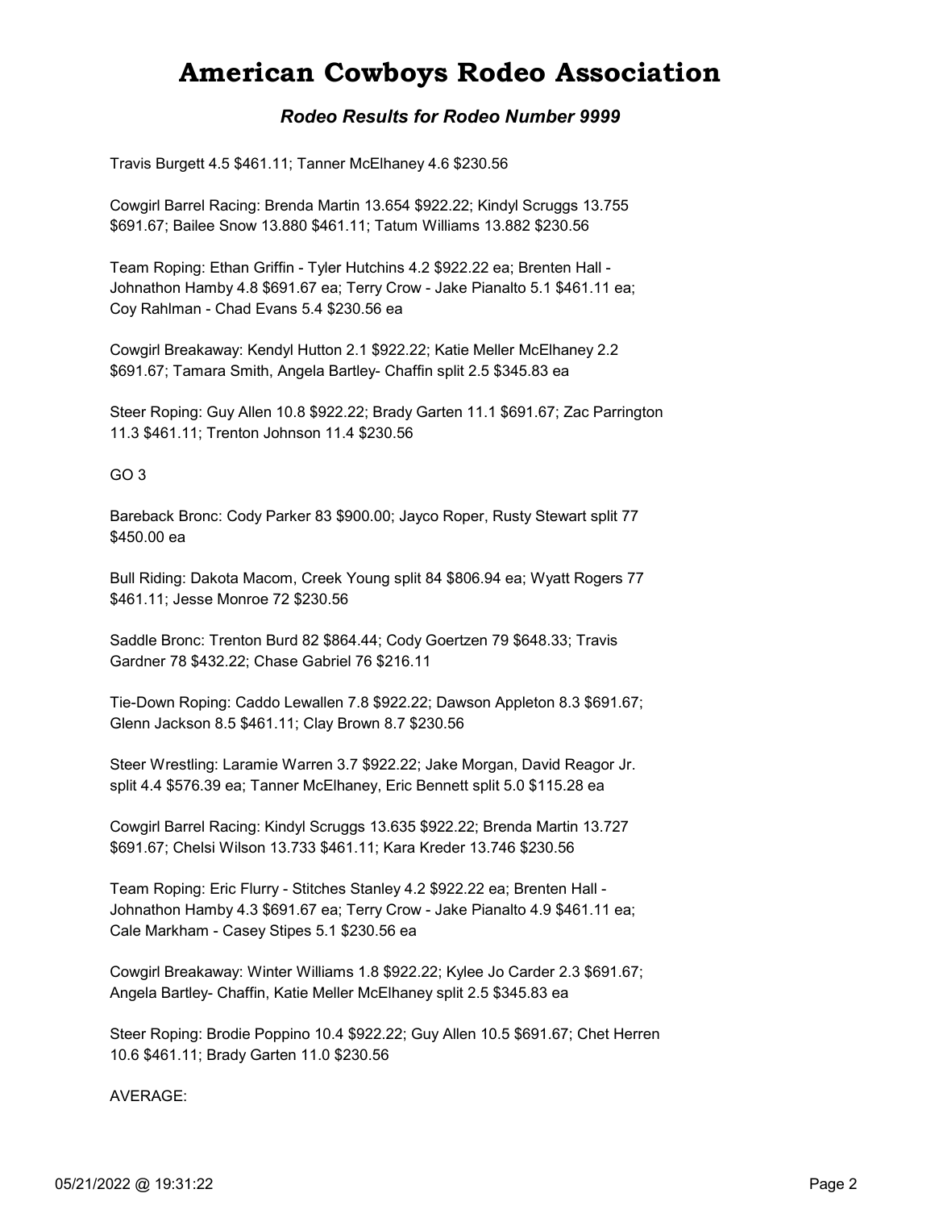# American Cowboys Rodeo Association

### *Rodeo Results for Rodeo Number 9999*

Travis Burgett 4.5 $461.11; Tanner McElhaney 4.6 $230.56

Cowgirl Barrel Racing: Brenda Martin 13.654 $922.22; Kindyl Scruggs 13.755 $691.67; Bailee Snow 13.880 $461.11; Tatum Williams 13.882 $230.56

Team Roping: Ethan Griffin - Tyler Hutchins 4.2 $922.22 ea; Brenten Hall - Johnathon Hamby 4.8 $691.67 ea; Terry Crow - Jake Pianalto 5.1 $461.11 ea; Coy Rahlman - Chad Evans 5.4 $230.56 ea

Cowgirl Breakaway: Kendyl Hutton 2.1 $922.22; Katie Meller McElhaney 2.2 $691.67; Tamara Smith, Angela Bartley- Chaffin split 2.5 $345.83 ea

Steer Roping: Guy Allen 10.8 $922.22; Brady Garten 11.1 $691.67; Zac Parrington 11.3 $461.11; Trenton Johnson 11.4 $230.56

GO 3

Bareback Bronc: Cody Parker 83 $900.00; Jayco Roper, Rusty Stewart split 77 $450.00 ea

Bull Riding: Dakota Macom, Creek Young split 84 $806.94 ea; Wyatt Rogers 77 $461.11; Jesse Monroe 72 $230.56

Saddle Bronc: Trenton Burd 82 $864.44; Cody Goertzen 79 $648.33; Travis Gardner 78 $432.22; Chase Gabriel 76 $216.11

Tie-Down Roping: Caddo Lewallen 7.8 $922.22; Dawson Appleton 8.3 $691.67; Glenn Jackson 8.5 $461.11; Clay Brown 8.7 $230.56

Steer Wrestling: Laramie Warren 3.7 $922.22; Jake Morgan, David Reagor Jr. split 4.4 $576.39 ea; Tanner McElhaney, Eric Bennett split 5.0 $115.28 ea

Cowgirl Barrel Racing: Kindyl Scruggs 13.635 $922.22; Brenda Martin 13.727 $691.67; Chelsi Wilson 13.733 $461.11; Kara Kreder 13.746 $230.56

Team Roping: Eric Flurry - Stitches Stanley 4.2 $922.22 ea; Brenten Hall - Johnathon Hamby 4.3 $691.67 ea; Terry Crow - Jake Pianalto 4.9 $461.11 ea; Cale Markham - Casey Stipes 5.1 $230.56 ea

Cowgirl Breakaway: Winter Williams 1.8 $922.22; Kylee Jo Carder 2.3 $691.67; Angela Bartley- Chaffin, Katie Meller McElhaney split 2.5 $345.83 ea

Steer Roping: Brodie Poppino 10.4 $922.22; Guy Allen 10.5 $691.67; Chet Herren 10.6 $461.11; Brady Garten 11.0 $230.56

AVERAGE: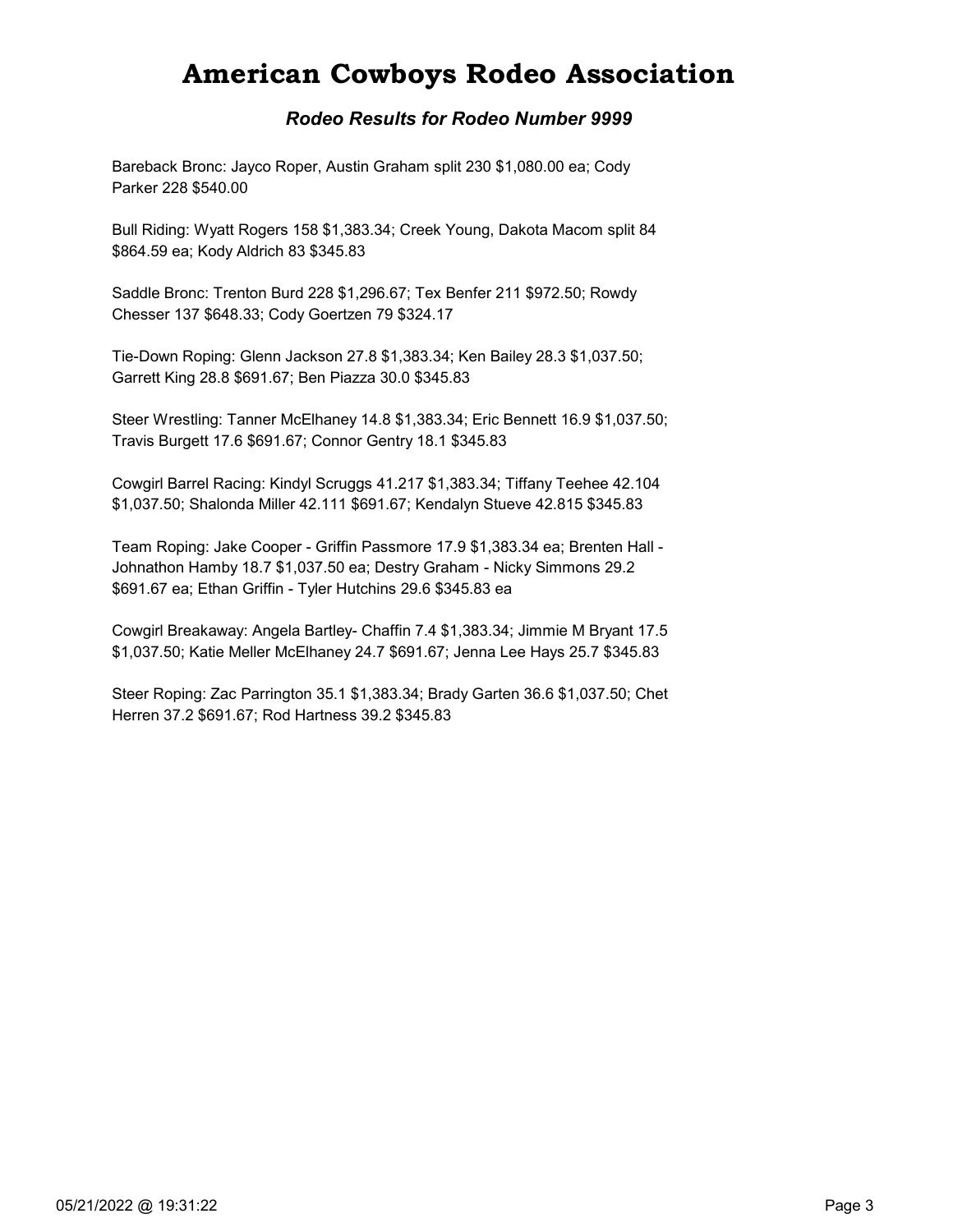# American Cowboys Rodeo Association

### *Rodeo Results for Rodeo Number 9999*

Bareback Bronc: Jayco Roper, Austin Graham split 230 $1,080.00 ea; Cody Parker 228 $540.00

Bull Riding: Wyatt Rogers 158 $1,383.34; Creek Young, Dakota Macom split 84 $864.59 ea; Kody Aldrich 83 $345.83

Saddle Bronc: Trenton Burd 228 $1,296.67; Tex Benfer 211 $972.50; Rowdy Chesser 137 $648.33; Cody Goertzen 79 $324.17

Tie-Down Roping: Glenn Jackson 27.8 $1,383.34; Ken Bailey 28.3 $1,037.50; Garrett King 28.8 $691.67; Ben Piazza 30.0 $345.83

Steer Wrestling: Tanner McElhaney 14.8 $1,383.34; Eric Bennett 16.9 $1,037.50; Travis Burgett 17.6 $691.67; Connor Gentry 18.1 $345.83

Cowgirl Barrel Racing: Kindyl Scruggs 41.217 $1,383.34; Tiffany Teehee 42.104 $1,037.50; Shalonda Miller 42.111 $691.67; Kendalyn Stueve 42.815 $345.83

Team Roping: Jake Cooper - Griffin Passmore 17.9 $1,383.34 ea; Brenten Hall - Johnathon Hamby 18.7 $1,037.50 ea; Destry Graham - Nicky Simmons 29.2 $691.67 ea; Ethan Griffin - Tyler Hutchins 29.6 $345.83 ea

Cowgirl Breakaway: Angela Bartley- Chaffin 7.4 $1,383.34; Jimmie M Bryant 17.5 $1,037.50; Katie Meller McElhaney 24.7 $691.67; Jenna Lee Hays 25.7 $345.83

Steer Roping: Zac Parrington 35.1 $1,383.34; Brady Garten 36.6 $1,037.50; Chet Herren 37.2 $691.67; Rod Hartness 39.2 $345.83

05/21/2022 @ 19:31:22